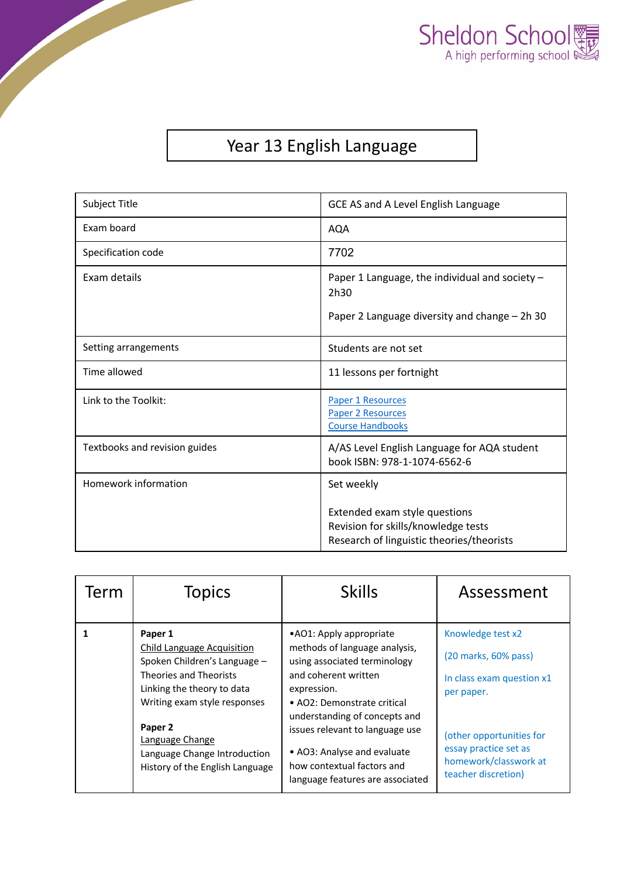Sheldon School
A high performing school

# Year 13 English Language

| | |
|---|---|
| Subject Title | GCE AS and A Level English Language |
| Exam board | AQA |
| Specification code | 7702 |
| Exam details | Paper 1 Language, the individual and society – 2h30<br><br>Paper 2 Language diversity and change – 2h 30 |
| Setting arrangements | Students are not set |
| Time allowed | 11 lessons per fortnight |
| Link to the Toolkit: | Paper 1 Resources<br>Paper 2 Resources<br>Course Handbooks |
| Textbooks and revision guides | A/AS Level English Language for AQA student book ISBN: 978-1-1074-6562-6 |
| Homework information | Set weekly<br><br>Extended exam style questions<br>Revision for skills/knowledge tests<br>Research of linguistic theories/theorists |

| Term | Topics | Skills | Assessment |
|---|---|---|---|
| **1** | **Paper 1**<br>Child Language Acquisition<br>Spoken Children's Language – Theories and Theorists<br>Linking the theory to data<br>Writing exam style responses<br><br>**Paper 2**<br>Language Change<br>Language Change Introduction<br>History of the English Language | •AO1: Apply appropriate methods of language analysis, using associated terminology and coherent written expression.<br>• AO2: Demonstrate critical understanding of concepts and issues relevant to language use<br><br>• AO3: Analyse and evaluate how contextual factors and language features are associated | Knowledge test x2<br><br>(20 marks, 60% pass)<br><br>In class exam question x1 per paper.<br><br>(other opportunities for essay practice set as homework/classwork at teacher discretion) |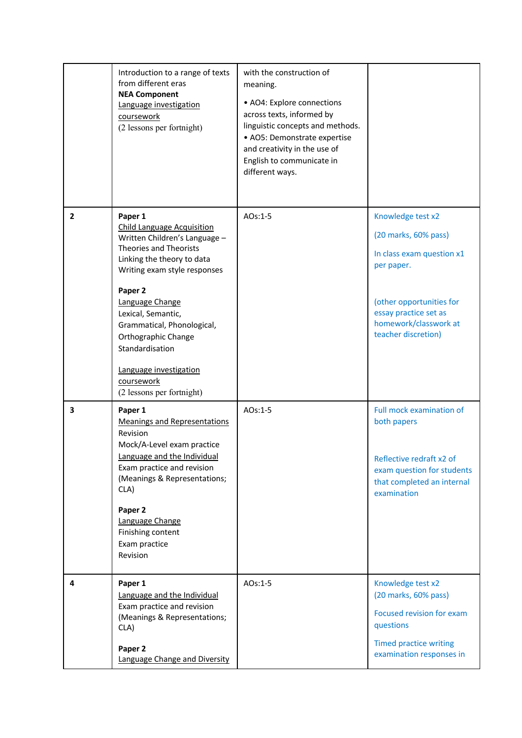| | | | |
|---|---|---|---|
| | Introduction to a range of texts from different eras<br>**NEA Component**<br>Language investigation coursework<br>(2 lessons per fortnight) | with the construction of meaning.<br><br>• AO4: Explore connections across texts, informed by linguistic concepts and methods.<br>• AO5: Demonstrate expertise and creativity in the use of English to communicate in different ways. | |
| **2** | **Paper 1**<br>Child Language Acquisition<br>Written Children's Language – Theories and Theorists<br>Linking the theory to data<br>Writing exam style responses<br><br>**Paper 2**<br>Language Change<br>Lexical, Semantic, Grammatical, Phonological, Orthographic Change<br>Standardisation<br><br>Language investigation coursework<br>(2 lessons per fortnight) | AOs:1-5 | Knowledge test x2<br><br>(20 marks, 60% pass)<br><br>In class exam question x1 per paper.<br><br>(other opportunities for essay practice set as homework/classwork at teacher discretion) |
| **3** | **Paper 1**<br>Meanings and Representations<br>Revision<br>Mock/A-Level exam practice<br>Language and the Individual<br>Exam practice and revision (Meanings & Representations; CLA)<br><br>**Paper 2**<br>Language Change<br>Finishing content<br>Exam practice<br>Revision | AOs:1-5 | Full mock examination of both papers<br><br>Reflective redraft x2 of exam question for students that completed an internal examination |
| **4** | **Paper 1**<br>Language and the Individual<br>Exam practice and revision (Meanings & Representations; CLA)<br><br>**Paper 2**<br>Language Change and Diversity | AOs:1-5 | Knowledge test x2<br>(20 marks, 60% pass)<br><br>Focused revision for exam questions<br><br>Timed practice writing examination responses in |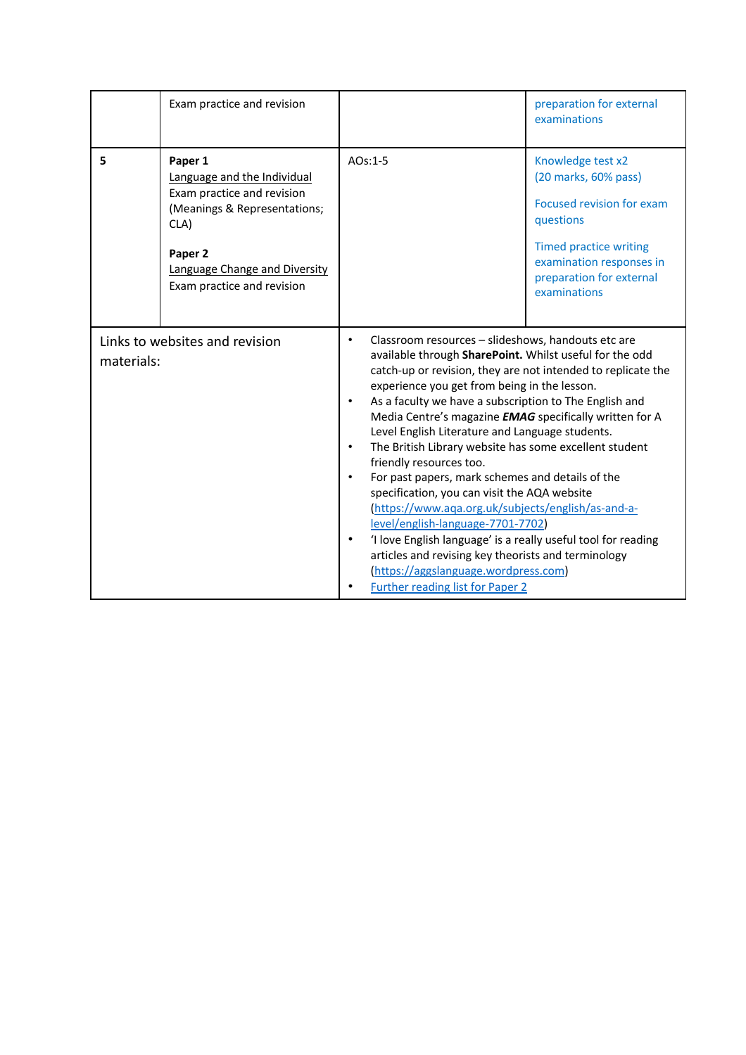| | | | |
|---|---|---|---|
| | Exam practice and revision | | preparation for external examinations |
| **5** | **Paper 1**<br>Language and the Individual<br>Exam practice and revision (Meanings & Representations; CLA)<br><br>**Paper 2**<br>Language Change and Diversity<br>Exam practice and revision | AOs:1-5 | Knowledge test x2 (20 marks, 60% pass)<br><br>Focused revision for exam questions<br><br>Timed practice writing examination responses in preparation for external examinations |
| Links to websites and revision materials: | | • Classroom resources – slideshows, handouts etc are available through **SharePoint.** Whilst useful for the odd catch-up or revision, they are not intended to replicate the experience you get from being in the lesson.<br>• As a faculty we have a subscription to The English and Media Centre's magazine ***EMAG*** specifically written for A Level English Literature and Language students.<br>• The British Library website has some excellent student friendly resources too.<br>• For past papers, mark schemes and details of the specification, you can visit the AQA website (https://www.aqa.org.uk/subjects/english/as-and-a-level/english-language-7701-7702)<br>• 'I love English language' is a really useful tool for reading articles and revising key theorists and terminology (https://aggslanguage.wordpress.com)<br>• Further reading list for Paper 2 | |